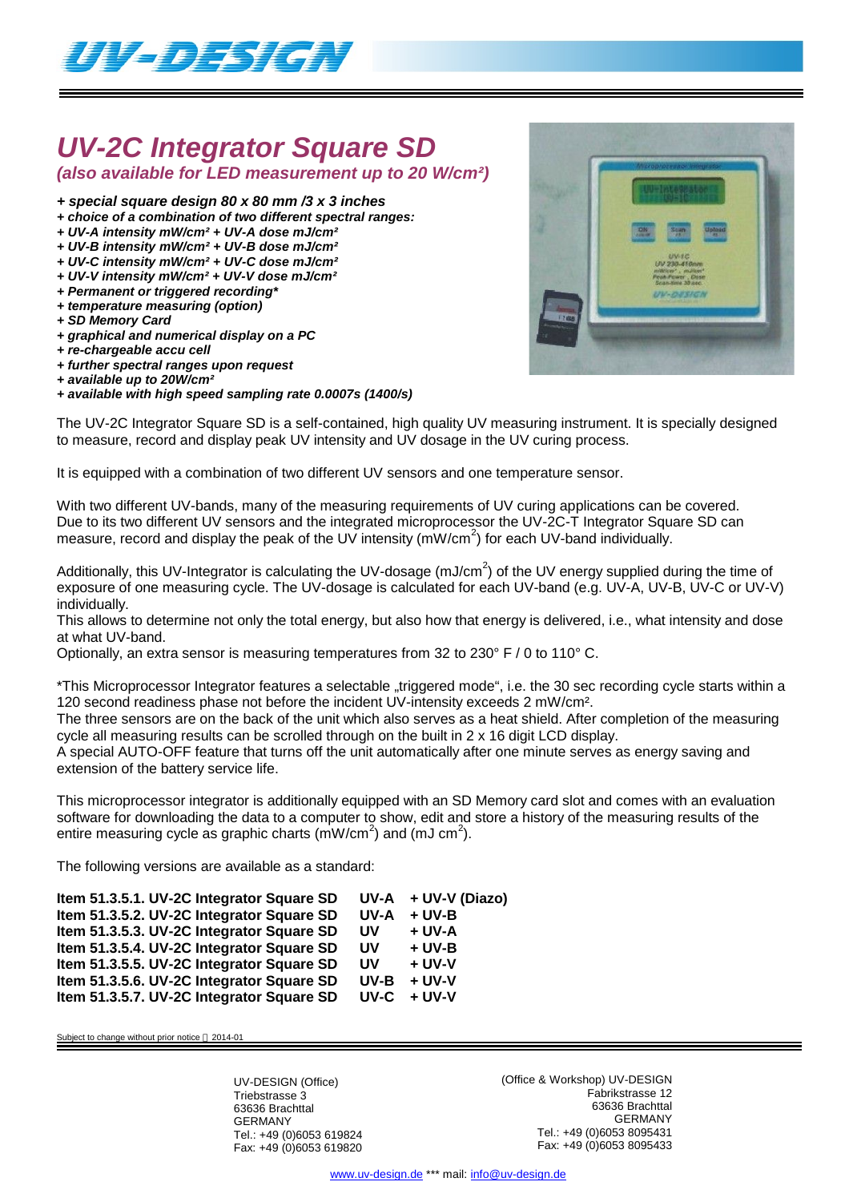# UV-2C Integrator Square SD

### *(also available for LED measurement up to 20 W/cm²)*

- ***special square design 80 x 80 mm /3 x 3 inches***
- ***choice of a combination of two different spectral ranges:***
- ***UV-A intensity mW/cm² + UV-A dose mJ/cm²***
- ***UV-B intensity mW/cm² + UV-B dose mJ/cm²***
- ***UV-C intensity mW/cm² + UV-C dose mJ/cm²***
- ***UV-V intensity mW/cm² + UV-V dose mJ/cm²***
- ***Permanent or triggered recording****
- ***temperature measuring (option)***
- ***SD Memory Card***
- ***graphical and numerical display on a PC***
- ***re-chargeable accu cell***
- ***further spectral ranges upon request***
- ***available up to 20W/cm²***
- ***available with high speed sampling rate 0.0007s (1400/s)***

The UV-2C Integrator Square SD is a self-contained, high quality UV measuring instrument. It is specially designed to measure, record and display peak UV intensity and UV dosage in the UV curing process.

It is equipped with a combination of two different UV sensors and one temperature sensor.

With two different UV-bands, many of the measuring requirements of UV curing applications can be covered. Due to its two different UV sensors and the integrated microprocessor the UV-2C-T Integrator Square SD can measure, record and display the peak of the UV intensity (mW/cm$^2$) for each UV-band individually.

Additionally, this UV-Integrator is calculating the UV-dosage (mJ/cm$^2$) of the UV energy supplied during the time of exposure of one measuring cycle. The UV-dosage is calculated for each UV-band (e.g. UV-A, UV-B, UV-C or UV-V) individually.
This allows to determine not only the total energy, but also how that energy is delivered, i.e., what intensity and dose at what UV-band.
Optionally, an extra sensor is measuring temperatures from 32 to 230° F / 0 to 110° C.

*This Microprocessor Integrator features a selectable „triggered mode", i.e. the 30 sec recording cycle starts within a 120 second readiness phase not before the incident UV-intensity exceeds 2 mW/cm².
The three sensors are on the back of the unit which also serves as a heat shield. After completion of the measuring cycle all measuring results can be scrolled through on the built in 2 x 16 digit LCD display.
A special AUTO-OFF feature that turns off the unit automatically after one minute serves as energy saving and extension of the battery service life.

This microprocessor integrator is additionally equipped with an SD Memory card slot and comes with an evaluation software for downloading the data to a computer to show, edit and store a history of the measuring results of the entire measuring cycle as graphic charts (mW/cm$^2$) and (mJ cm$^2$).

The following versions are available as a standard:

| | | |
|---|---|---|
| **Item 51.3.5.1. UV-2C Integrator Square SD** | **UV-A** | **+ UV-V (Diazo)** |
| **Item 51.3.5.2. UV-2C Integrator Square SD** | **UV-A** | **+ UV-B** |
| **Item 51.3.5.3. UV-2C Integrator Square SD** | **UV** | **+ UV-A** |
| **Item 51.3.5.4. UV-2C Integrator Square SD** | **UV** | **+ UV-B** |
| **Item 51.3.5.5. UV-2C Integrator Square SD** | **UV** | **+ UV-V** |
| **Item 51.3.5.6. UV-2C Integrator Square SD** | **UV-B** | **+ UV-V** |
| **Item 51.3.5.7. UV-2C Integrator Square SD** | **UV-C** | **+ UV-V** |

Subject to change without prior notice 2014-01

UV-DESIGN (Office)
Triebstrasse 3
63636 Brachttal
GERMANY
Tel.: +49 (0)6053 619824
Fax: +49 (0)6053 619820

(Office & Workshop) UV-DESIGN
Fabrikstrasse 12
63636 Brachttal
GERMANY
Tel.: +49 (0)6053 8095431
Fax: +49 (0)6053 8095433

www.uv-design.de *** mail: info@uv-design.de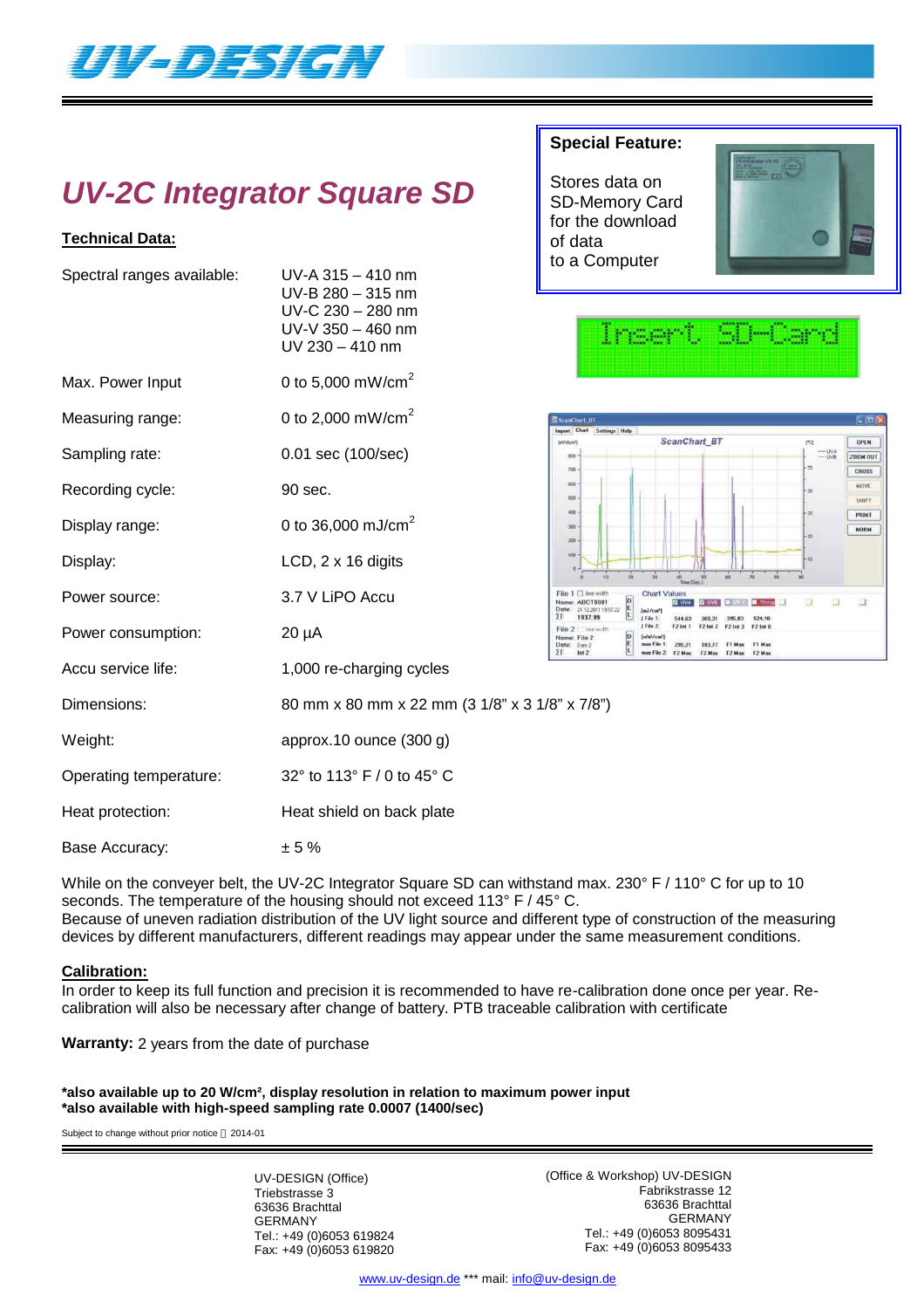# UV-2C Integrator Square SD

**Special Feature:**

Stores data on SD-Memory Card for the download of data to a Computer

**Technical Data:**

| | |
|---|---|
| Spectral ranges available: | UV-A 315 – 410 nm<br>UV-B 280 – 315 nm<br>UV-C 230 – 280 nm<br>UV-V 350 – 460 nm<br>UV 230 – 410 nm |
| Max. Power Input | 0 to 5,000 mW/cm$^2$ |
| Measuring range: | 0 to 2,000 mW/cm$^2$ |
| Sampling rate: | 0.01 sec (100/sec) |
| Recording cycle: | 90 sec. |
| Display range: | 0 to 36,000 mJ/cm$^2$ |
| Display: | LCD, 2 x 16 digits |
| Power source: | 3.7 V LiPO Accu |
| Power consumption: | 20 µA |
| Accu service life: | 1,000 re-charging cycles |
| Dimensions: | 80 mm x 80 mm x 22 mm (3 1/8" x 3 1/8" x 7/8") |
| Weight: | approx.10 ounce (300 g) |
| Operating temperature: | 32° to 113° F / 0 to 45° C |
| Heat protection: | Heat shield on back plate |
| Base Accuracy: | ± 5 % |

While on the conveyer belt, the UV-2C Integrator Square SD can withstand max. 230° F / 110° C for up to 10 seconds. The temperature of the housing should not exceed 113° F / 45° C.
Because of uneven radiation distribution of the UV light source and different type of construction of the measuring devices by different manufacturers, different readings may appear under the same measurement conditions.

**Calibration:**

In order to keep its full function and precision it is recommended to have re-calibration done once per year. Re-calibration will also be necessary after change of battery. PTB traceable calibration with certificate

**Warranty:** 2 years from the date of purchase

**\*also available up to 20 W/cm², display resolution in relation to maximum power input**
**\*also available with high-speed sampling rate 0.0007 (1400/sec)**

Subject to change without prior notice 2014-01

UV-DESIGN (Office)
Triebstrasse 3
63636 Brachttal
GERMANY
Tel.: +49 (0)6053 619824
Fax: +49 (0)6053 619820

(Office & Workshop) UV-DESIGN
Fabrikstrasse 12
63636 Brachttal
GERMANY
Tel.: +49 (0)6053 8095431
Fax: +49 (0)6053 8095433

www.uv-design.de *** mail: info@uv-design.de